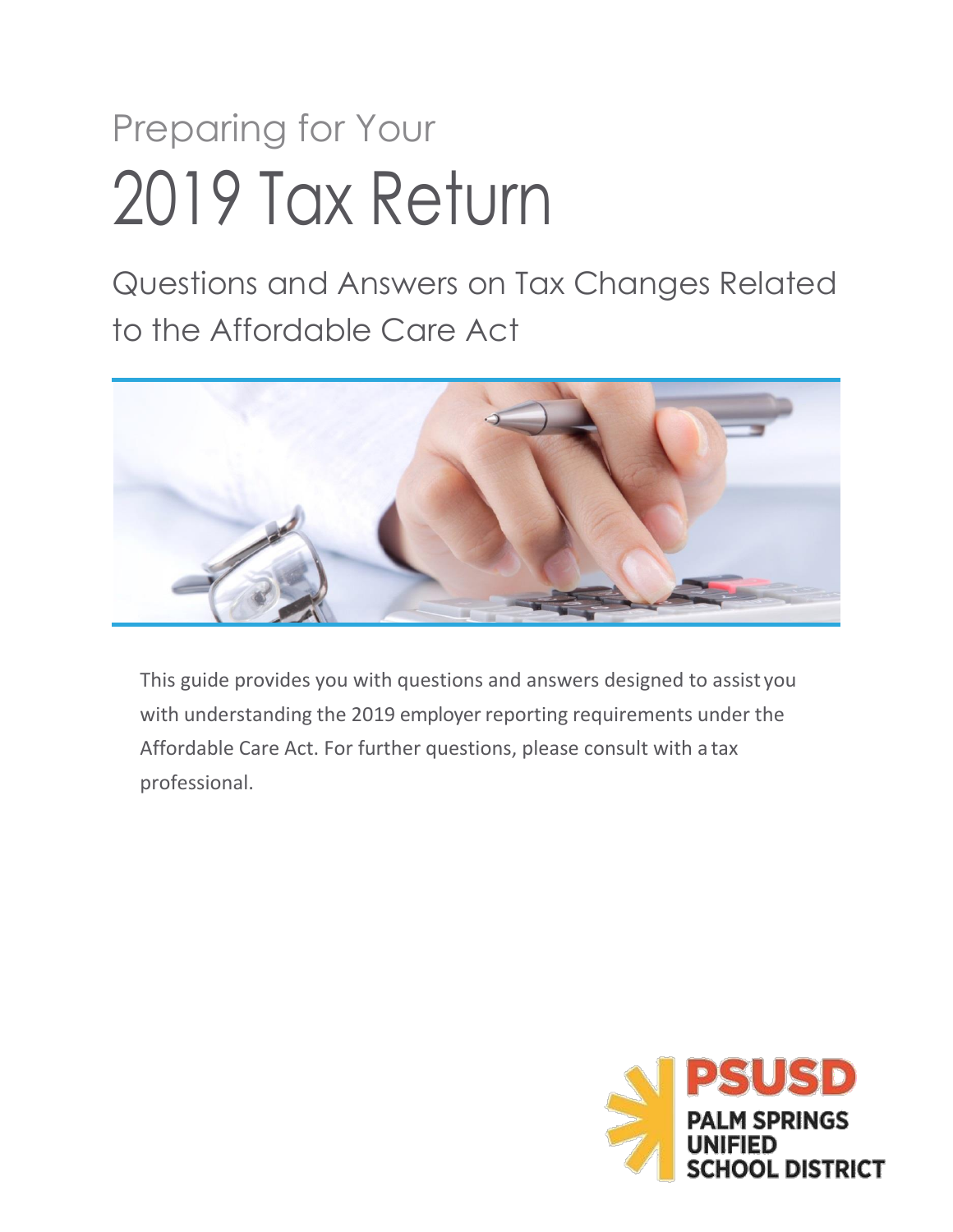Preparing for Your

# 2019 Tax Return

## Questions and Answers on Tax Changes Related to the Affordable Care Act

This guide provides you with questions and answers designed to assist you with understanding the 2019 employer reporting requirements under the Affordable Care Act. For further questions, please consult with a tax professional.

PSUSD
PALM SPRINGS UNIFIED SCHOOL DISTRICT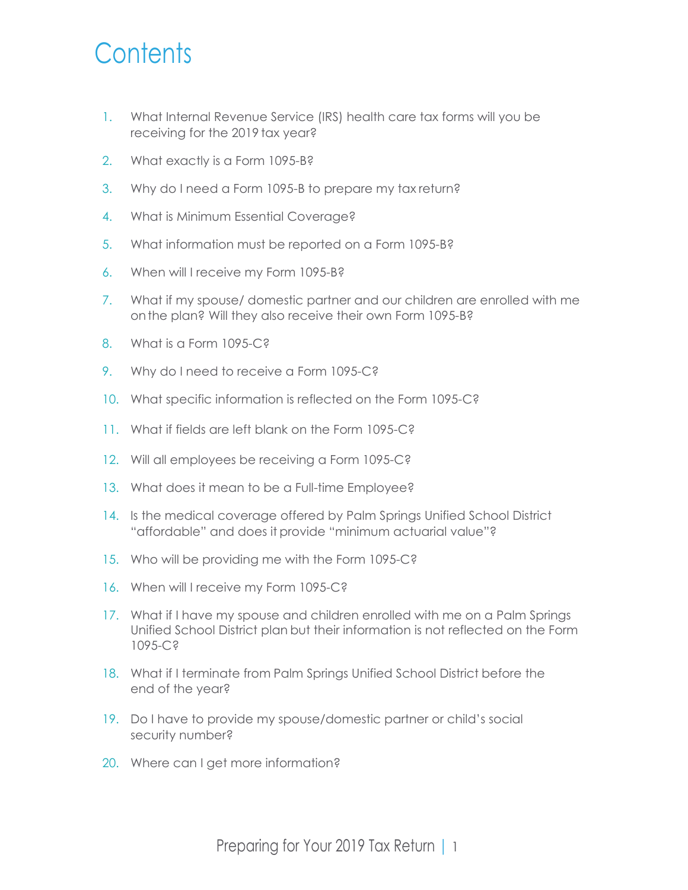# Contents

1. What Internal Revenue Service (IRS) health care tax forms will you be receiving for the 2019 tax year?
2. What exactly is a Form 1095-B?
3. Why do I need a Form 1095-B to prepare my tax return?
4. What is Minimum Essential Coverage?
5. What information must be reported on a Form 1095-B?
6. When will I receive my Form 1095-B?
7. What if my spouse/ domestic partner and our children are enrolled with me on the plan? Will they also receive their own Form 1095-B?
8. What is a Form 1095-C?
9. Why do I need to receive a Form 1095-C?
10. What specific information is reflected on the Form 1095-C?
11. What if fields are left blank on the Form 1095-C?
12. Will all employees be receiving a Form 1095-C?
13. What does it mean to be a Full-time Employee?
14. Is the medical coverage offered by Palm Springs Unified School District "affordable" and does it provide "minimum actuarial value"?
15. Who will be providing me with the Form 1095-C?
16. When will I receive my Form 1095-C?
17. What if I have my spouse and children enrolled with me on a Palm Springs Unified School District plan but their information is not reflected on the Form 1095-C?
18. What if I terminate from Palm Springs Unified School District before the end of the year?
19. Do I have to provide my spouse/domestic partner or child's social security number?
20. Where can I get more information?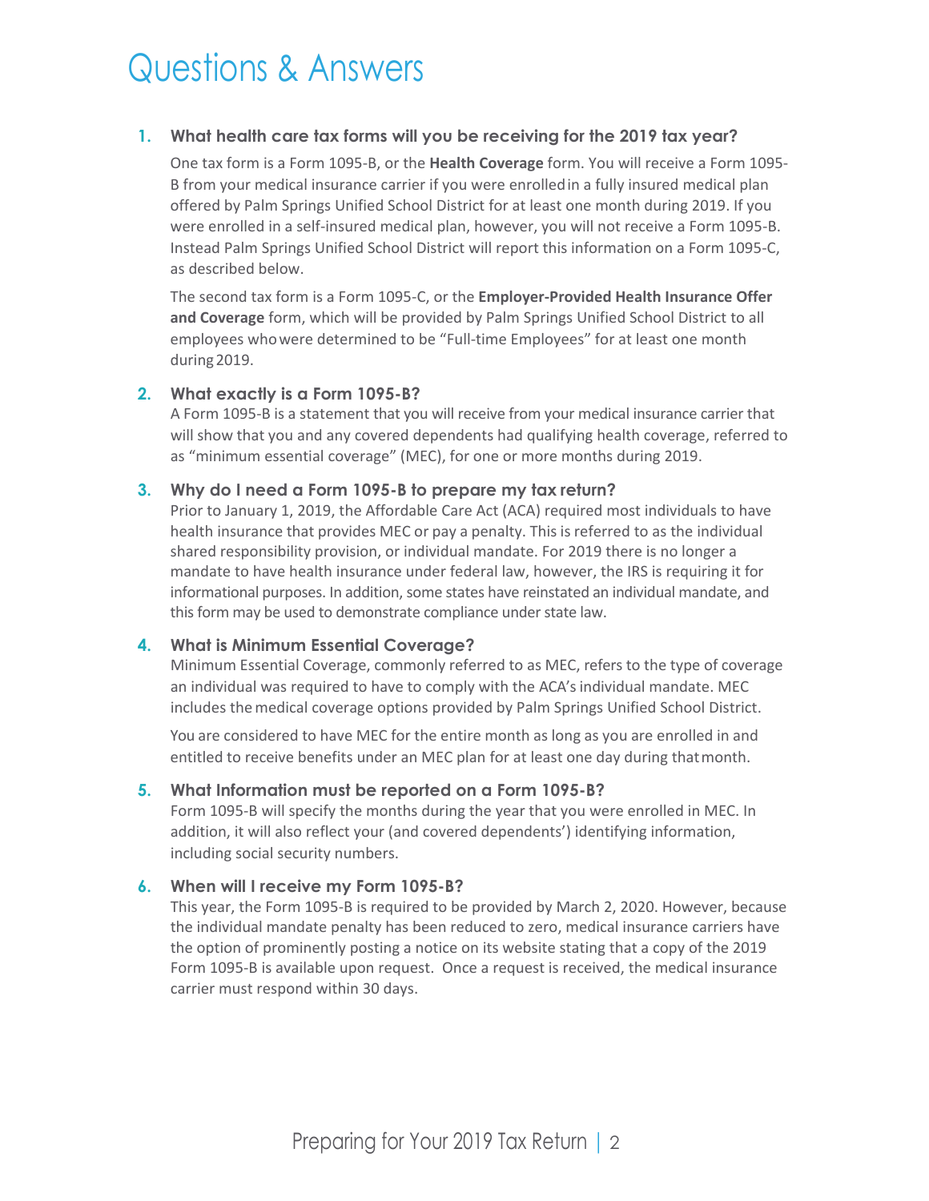# Questions & Answers

1. **What health care tax forms will you be receiving for the 2019 tax year?**

   One tax form is a Form 1095-B, or the **Health Coverage** form. You will receive a Form 1095-B from your medical insurance carrier if you were enrolled in a fully insured medical plan offered by Palm Springs Unified School District for at least one month during 2019. If you were enrolled in a self-insured medical plan, however, you will not receive a Form 1095-B. Instead Palm Springs Unified School District will report this information on a Form 1095-C, as described below.

   The second tax form is a Form 1095-C, or the **Employer-Provided Health Insurance Offer and Coverage** form, which will be provided by Palm Springs Unified School District to all employees who were determined to be "Full-time Employees" for at least one month during 2019.

2. **What exactly is a Form 1095-B?**

   A Form 1095-B is a statement that you will receive from your medical insurance carrier that will show that you and any covered dependents had qualifying health coverage, referred to as "minimum essential coverage" (MEC), for one or more months during 2019.

3. **Why do I need a Form 1095-B to prepare my tax return?**

   Prior to January 1, 2019, the Affordable Care Act (ACA) required most individuals to have health insurance that provides MEC or pay a penalty. This is referred to as the individual shared responsibility provision, or individual mandate. For 2019 there is no longer a mandate to have health insurance under federal law, however, the IRS is requiring it for informational purposes. In addition, some states have reinstated an individual mandate, and this form may be used to demonstrate compliance under state law.

4. **What is Minimum Essential Coverage?**

   Minimum Essential Coverage, commonly referred to as MEC, refers to the type of coverage an individual was required to have to comply with the ACA's individual mandate. MEC includes the medical coverage options provided by Palm Springs Unified School District.

   You are considered to have MEC for the entire month as long as you are enrolled in and entitled to receive benefits under an MEC plan for at least one day during that month.

5. **What Information must be reported on a Form 1095-B?**

   Form 1095-B will specify the months during the year that you were enrolled in MEC. In addition, it will also reflect your (and covered dependents') identifying information, including social security numbers.

6. **When will I receive my Form 1095-B?**

   This year, the Form 1095-B is required to be provided by March 2, 2020. However, because the individual mandate penalty has been reduced to zero, medical insurance carriers have the option of prominently posting a notice on its website stating that a copy of the 2019 Form 1095-B is available upon request. Once a request is received, the medical insurance carrier must respond within 30 days.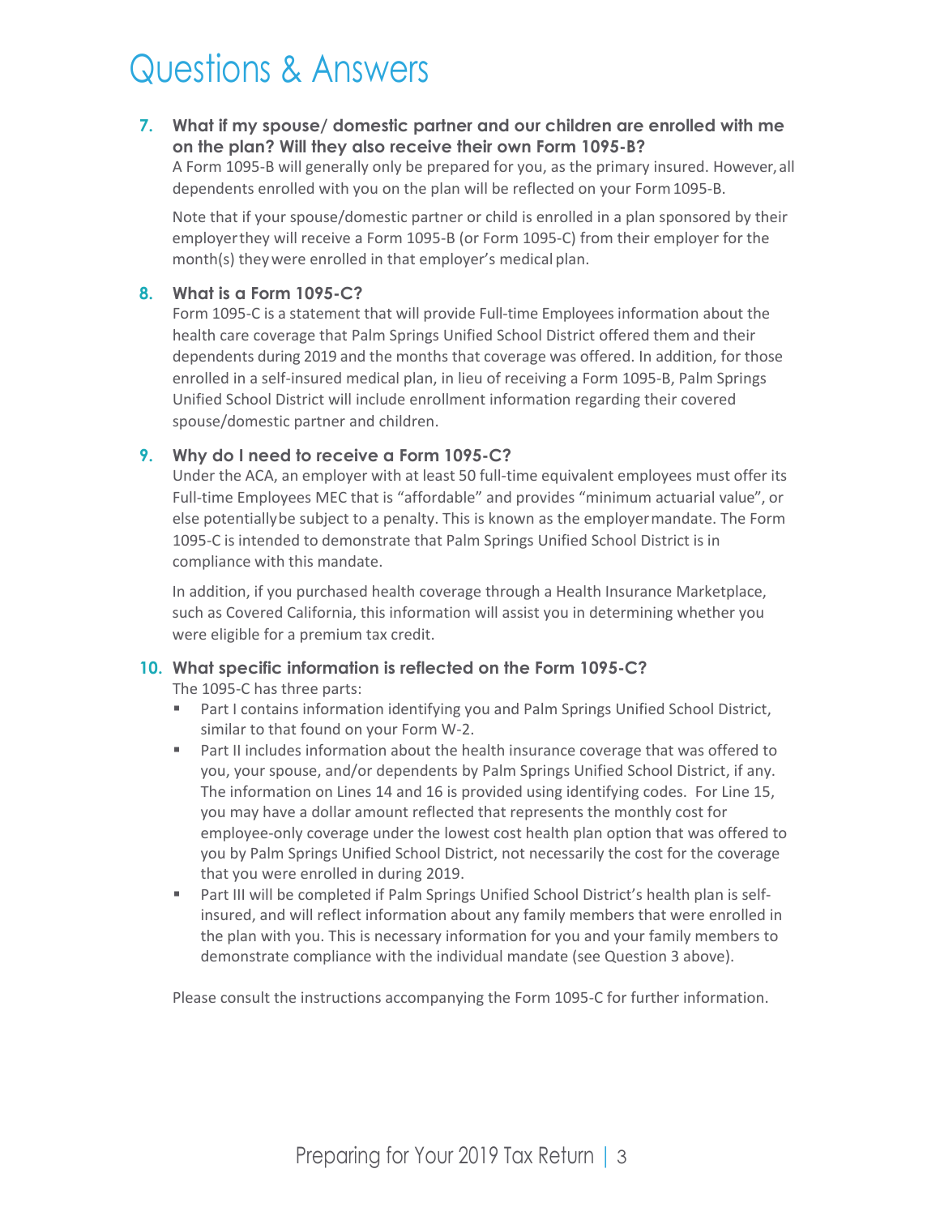# Questions & Answers

**7. What if my spouse/ domestic partner and our children are enrolled with me on the plan? Will they also receive their own Form 1095-B?**

A Form 1095-B will generally only be prepared for you, as the primary insured. However, all dependents enrolled with you on the plan will be reflected on your Form 1095-B.

Note that if your spouse/domestic partner or child is enrolled in a plan sponsored by their employer they will receive a Form 1095-B (or Form 1095-C) from their employer for the month(s) they were enrolled in that employer's medical plan.

**8. What is a Form 1095-C?**

Form 1095-C is a statement that will provide Full-time Employees information about the health care coverage that Palm Springs Unified School District offered them and their dependents during 2019 and the months that coverage was offered. In addition, for those enrolled in a self-insured medical plan, in lieu of receiving a Form 1095-B, Palm Springs Unified School District will include enrollment information regarding their covered spouse/domestic partner and children.

**9. Why do I need to receive a Form 1095-C?**

Under the ACA, an employer with at least 50 full-time equivalent employees must offer its Full-time Employees MEC that is "affordable" and provides "minimum actuarial value", or else potentially be subject to a penalty. This is known as the employer mandate. The Form 1095-C is intended to demonstrate that Palm Springs Unified School District is in compliance with this mandate.

In addition, if you purchased health coverage through a Health Insurance Marketplace, such as Covered California, this information will assist you in determining whether you were eligible for a premium tax credit.

**10. What specific information is reflected on the Form 1095-C?**

The 1095-C has three parts:

- Part I contains information identifying you and Palm Springs Unified School District, similar to that found on your Form W-2.
- Part II includes information about the health insurance coverage that was offered to you, your spouse, and/or dependents by Palm Springs Unified School District, if any. The information on Lines 14 and 16 is provided using identifying codes. For Line 15, you may have a dollar amount reflected that represents the monthly cost for employee-only coverage under the lowest cost health plan option that was offered to you by Palm Springs Unified School District, not necessarily the cost for the coverage that you were enrolled in during 2019.
- Part III will be completed if Palm Springs Unified School District's health plan is self-insured, and will reflect information about any family members that were enrolled in the plan with you. This is necessary information for you and your family members to demonstrate compliance with the individual mandate (see Question 3 above).

Please consult the instructions accompanying the Form 1095-C for further information.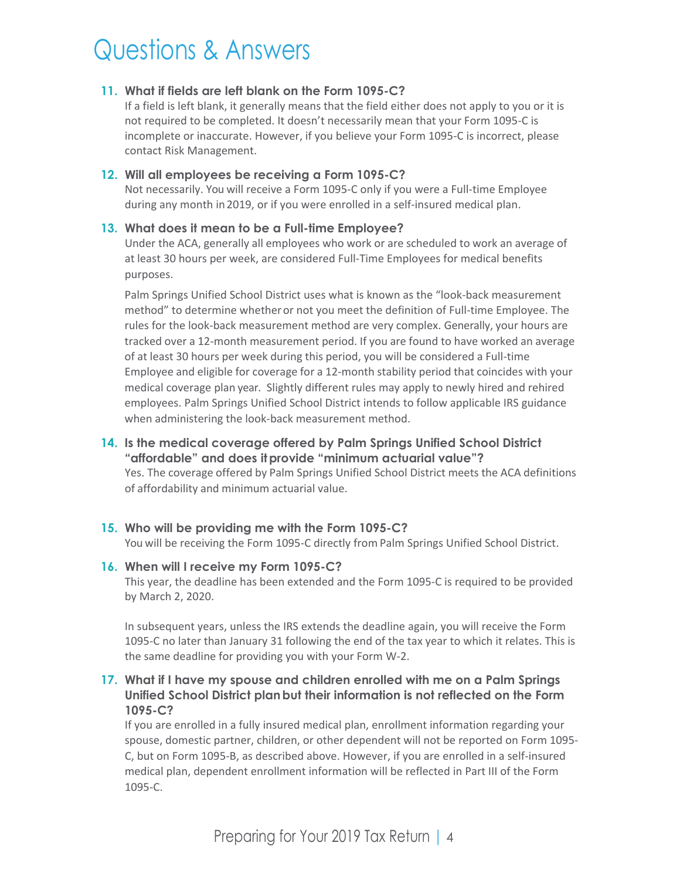# Questions & Answers

**11. What if fields are left blank on the Form 1095-C?**

If a field is left blank, it generally means that the field either does not apply to you or it is not required to be completed. It doesn't necessarily mean that your Form 1095-C is incomplete or inaccurate. However, if you believe your Form 1095-C is incorrect, please contact Risk Management.

**12. Will all employees be receiving a Form 1095-C?**

Not necessarily. You will receive a Form 1095-C only if you were a Full-time Employee during any month in 2019, or if you were enrolled in a self-insured medical plan.

**13. What does it mean to be a Full-time Employee?**

Under the ACA, generally all employees who work or are scheduled to work an average of at least 30 hours per week, are considered Full-Time Employees for medical benefits purposes.

Palm Springs Unified School District uses what is known as the "look-back measurement method" to determine whether or not you meet the definition of Full-time Employee. The rules for the look-back measurement method are very complex. Generally, your hours are tracked over a 12-month measurement period. If you are found to have worked an average of at least 30 hours per week during this period, you will be considered a Full-time Employee and eligible for coverage for a 12-month stability period that coincides with your medical coverage plan year. Slightly different rules may apply to newly hired and rehired employees. Palm Springs Unified School District intends to follow applicable IRS guidance when administering the look-back measurement method.

**14. Is the medical coverage offered by Palm Springs Unified School District "affordable" and does it provide "minimum actuarial value"?**

Yes. The coverage offered by Palm Springs Unified School District meets the ACA definitions of affordability and minimum actuarial value.

**15. Who will be providing me with the Form 1095-C?**

You will be receiving the Form 1095-C directly from Palm Springs Unified School District.

**16. When will I receive my Form 1095-C?**

This year, the deadline has been extended and the Form 1095-C is required to be provided by March 2, 2020.

In subsequent years, unless the IRS extends the deadline again, you will receive the Form 1095-C no later than January 31 following the end of the tax year to which it relates. This is the same deadline for providing you with your Form W-2.

**17. What if I have my spouse and children enrolled with me on a Palm Springs Unified School District plan but their information is not reflected on the Form 1095-C?**

If you are enrolled in a fully insured medical plan, enrollment information regarding your spouse, domestic partner, children, or other dependent will not be reported on Form 1095-C, but on Form 1095-B, as described above. However, if you are enrolled in a self-insured medical plan, dependent enrollment information will be reflected in Part III of the Form 1095-C.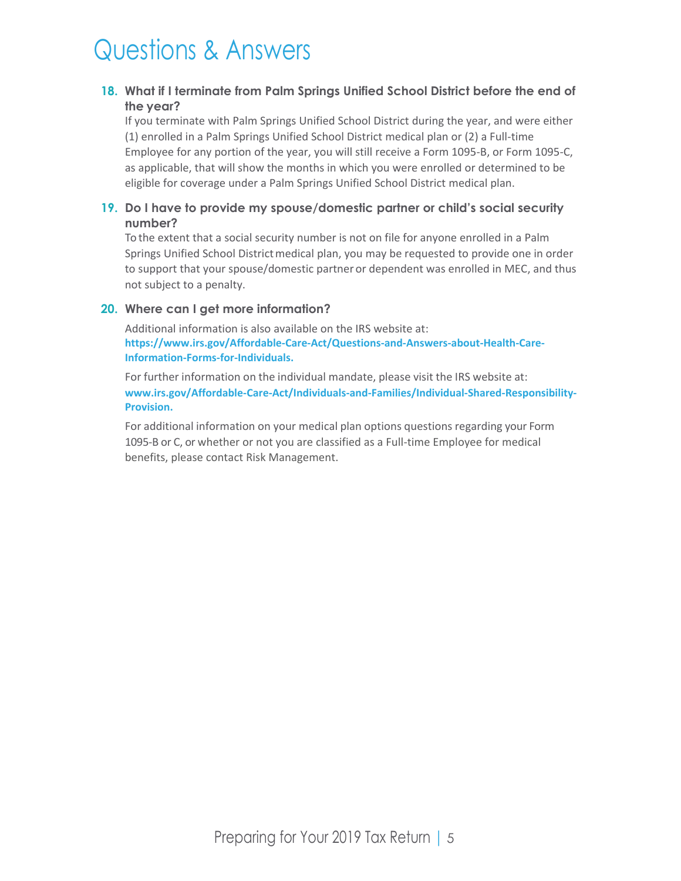# Questions & Answers

**18. What if I terminate from Palm Springs Unified School District before the end of the year?**

If you terminate with Palm Springs Unified School District during the year, and were either (1) enrolled in a Palm Springs Unified School District medical plan or (2) a Full-time Employee for any portion of the year, you will still receive a Form 1095-B, or Form 1095-C, as applicable, that will show the months in which you were enrolled or determined to be eligible for coverage under a Palm Springs Unified School District medical plan.

**19. Do I have to provide my spouse/domestic partner or child's social security number?**

To the extent that a social security number is not on file for anyone enrolled in a Palm Springs Unified School District medical plan, you may be requested to provide one in order to support that your spouse/domestic partner or dependent was enrolled in MEC, and thus not subject to a penalty.

**20. Where can I get more information?**

Additional information is also available on the IRS website at:
**https://www.irs.gov/Affordable-Care-Act/Questions-and-Answers-about-Health-Care-Information-Forms-for-Individuals.**

For further information on the individual mandate, please visit the IRS website at:
**www.irs.gov/Affordable-Care-Act/Individuals-and-Families/Individual-Shared-Responsibility-Provision.**

For additional information on your medical plan options questions regarding your Form 1095-B or C, or whether or not you are classified as a Full-time Employee for medical benefits, please contact Risk Management.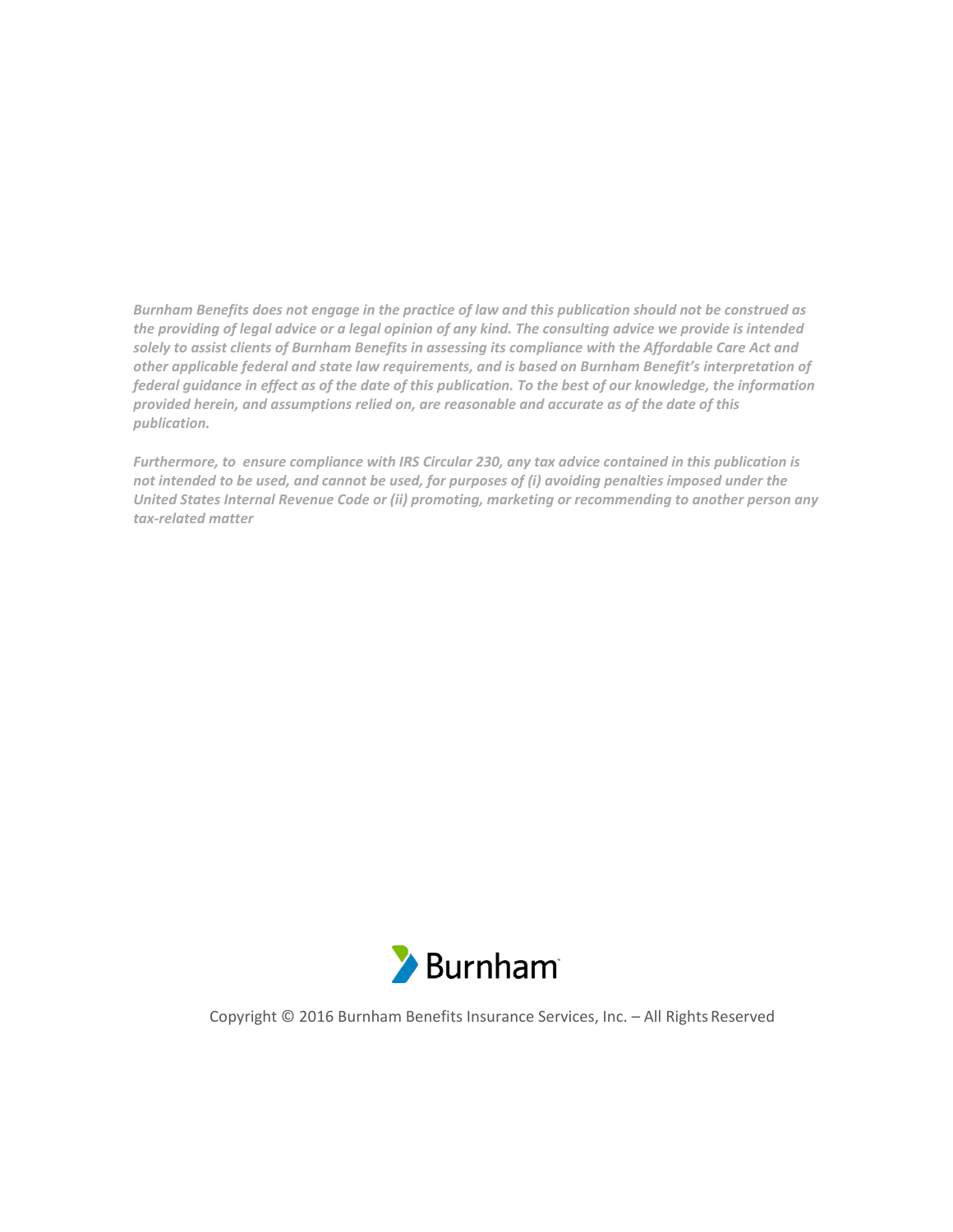*Burnham Benefits does not engage in the practice of law and this publication should not be construed as the providing of legal advice or a legal opinion of any kind. The consulting advice we provide is intended solely to assist clients of Burnham Benefits in assessing its compliance with the Affordable Care Act and other applicable federal and state law requirements, and is based on Burnham Benefit's interpretation of federal guidance in effect as of the date of this publication. To the best of our knowledge, the information provided herein, and assumptions relied on, are reasonable and accurate as of the date of this publication.*

*Furthermore, to ensure compliance with IRS Circular 230, any tax advice contained in this publication is not intended to be used, and cannot be used, for purposes of (i) avoiding penalties imposed under the United States Internal Revenue Code or (ii) promoting, marketing or recommending to another person any tax-related matter*

Burnham

Copyright © 2016 Burnham Benefits Insurance Services, Inc. – All Rights Reserved